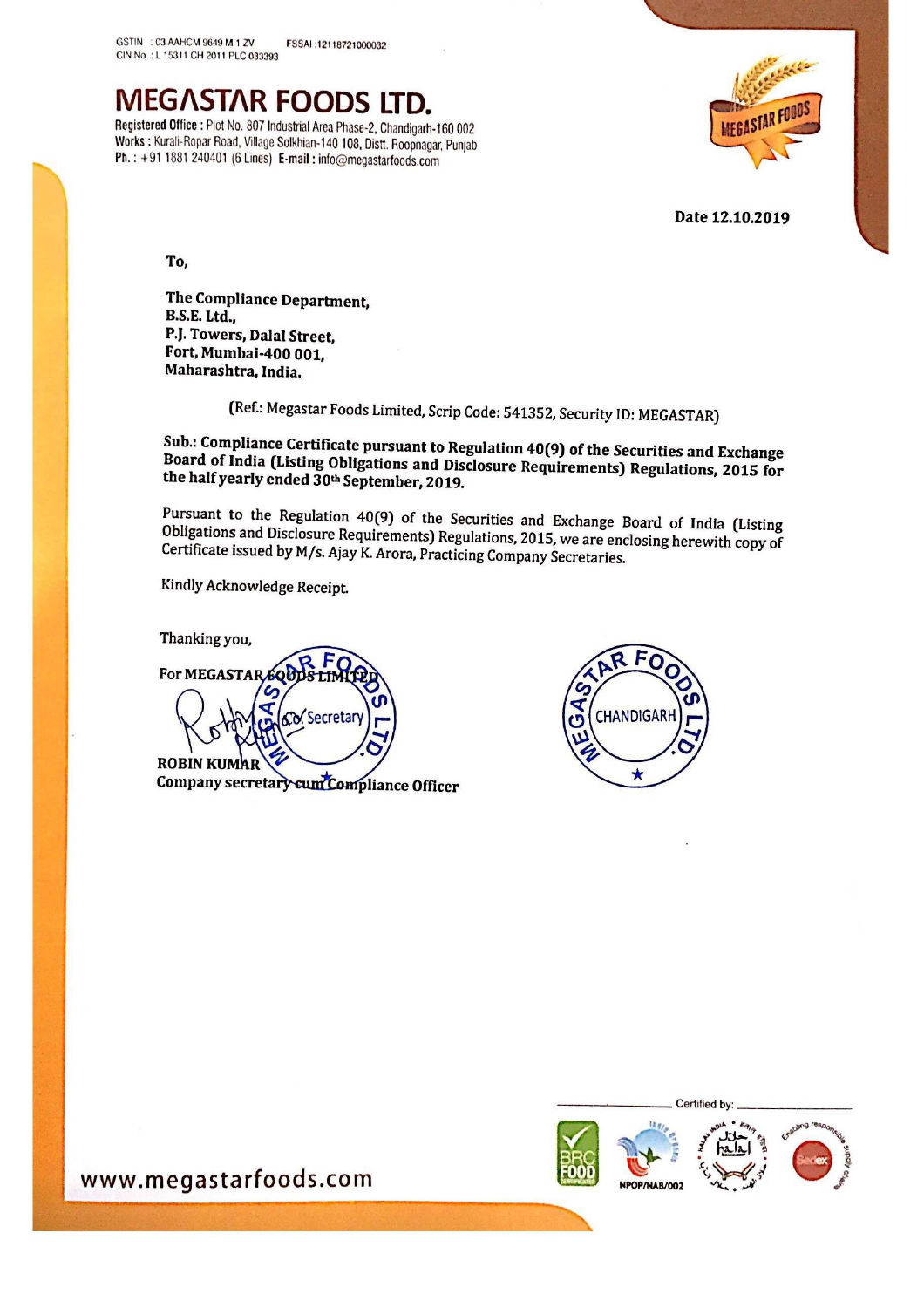GSTIN : 03 AAHCM 9649 M 1 ZV FSSAI : 12118721000032
CIN No. : L 15311 CH 2011 PLC 033393

# MEGASTAR FOODS LTD.

**Registered Office :** Plot No. 807 Industrial Area Phase-2, Chandigarh-160 002
**Works :** Kurali-Ropar Road, Village Solkhian-140 108, Distt. Roopnagar, Punjab
**Ph. :** +91 1881 240401 (6 Lines) **E-mail :** info@megastarfoods.com

**Date 12.10.2019**

**To,**

**The Compliance Department,**
**B.S.E. Ltd.,**
**P.J. Towers, Dalal Street,**
**Fort, Mumbai-400 001,**
**Maharashtra, India.**

(Ref.: Megastar Foods Limited, Scrip Code: 541352, Security ID: MEGASTAR)

**Sub.: Compliance Certificate pursuant to Regulation 40(9) of the Securities and Exchange Board of India (Listing Obligations and Disclosure Requirements) Regulations, 2015 for the half yearly ended 30th September, 2019.**

Pursuant to the Regulation 40(9) of the Securities and Exchange Board of India (Listing Obligations and Disclosure Requirements) Regulations, 2015, we are enclosing herewith copy of Certificate issued by M/s. Ajay K. Arora, Practicing Company Secretaries.

Kindly Acknowledge Receipt.

Thanking you,

For MEGASTAR FOODS LIMITED

Co. Secretary

**ROBIN KUMAR**
**Company secretary cum Compliance Officer**

MEGASTAR FOODS LTD. CHANDIGARH

Certified by:

NPOP/NAB/002

www.megastarfoods.com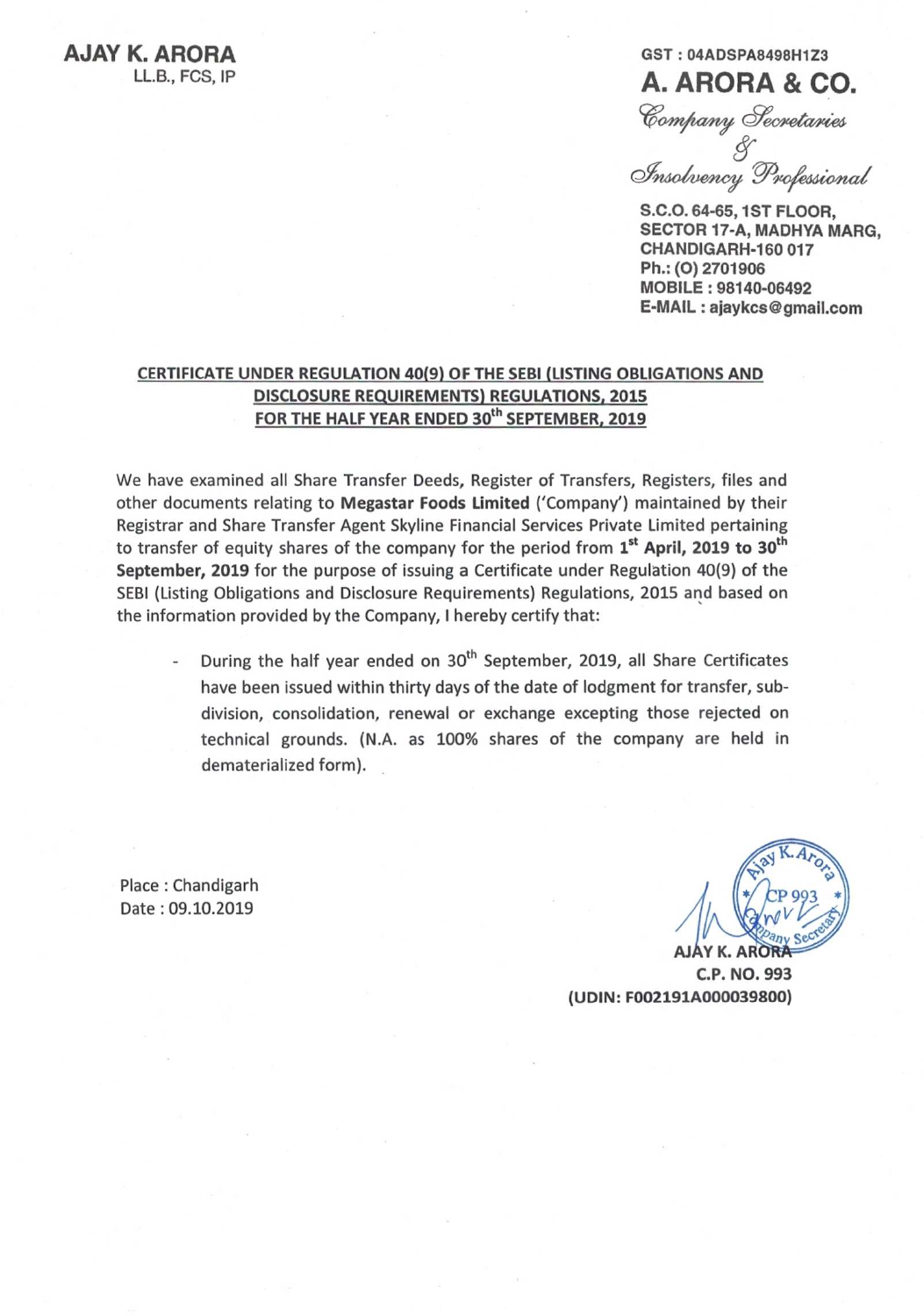**AJAY K. ARORA**
LL.B., FCS, IP

GST : 04ADSPA8498H1Z3

# A. ARORA & CO.

*Company Secretaries & Insolvency Professional*

S.C.O. 64-65, 1ST FLOOR,
SECTOR 17-A, MADHYA MARG,
CHANDIGARH-160 017
Ph.: (O) 2701906
MOBILE : 98140-06492
E-MAIL : ajaykcs@gmail.com

## CERTIFICATE UNDER REGULATION 40(9) OF THE SEBI (LISTING OBLIGATIONS AND DISCLOSURE REQUIREMENTS) REGULATIONS, 2015 FOR THE HALF YEAR ENDED 30th SEPTEMBER, 2019

We have examined all Share Transfer Deeds, Register of Transfers, Registers, files and other documents relating to **Megastar Foods Limited** ('Company') maintained by their Registrar and Share Transfer Agent Skyline Financial Services Private Limited pertaining to transfer of equity shares of the company for the period from **1st April, 2019 to 30th September, 2019** for the purpose of issuing a Certificate under Regulation 40(9) of the SEBI (Listing Obligations and Disclosure Requirements) Regulations, 2015 and based on the information provided by the Company, I hereby certify that:

- During the half year ended on 30th September, 2019, all Share Certificates have been issued within thirty days of the date of lodgment for transfer, sub-division, consolidation, renewal or exchange excepting those rejected on technical grounds. (N.A. as 100% shares of the company are held in dematerialized form).

Place : Chandigarh
Date : 09.10.2019

AJAY K. ARORA
C.P. NO. 993
(UDIN: F002191A000039800)